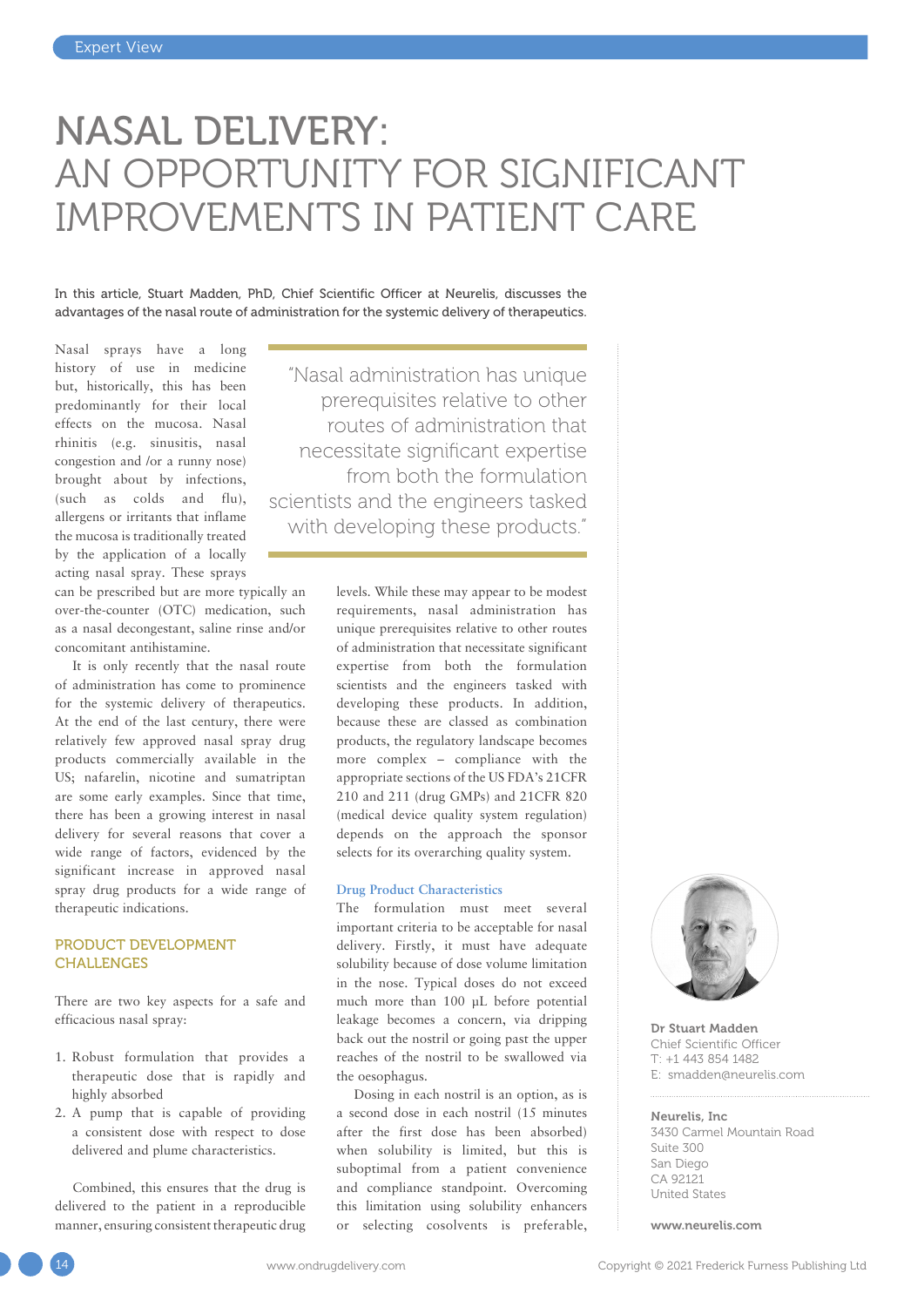# NASAL DELIVERY: AN OPPORTUNITY FOR SIGNIFICANT IMPROVEMENTS IN PATIENT CARE

In this article, Stuart Madden, PhD, Chief Scientific Officer at Neurelis, discusses the advantages of the nasal route of administration for the systemic delivery of therapeutics.

Nasal sprays have a long history of use in medicine but, historically, this has been predominantly for their local effects on the mucosa. Nasal rhinitis (e.g. sinusitis, nasal congestion and /or a runny nose) brought about by infections, (such as colds and flu), allergens or irritants that inflame the mucosa is traditionally treated by the application of a locally acting nasal spray. These sprays can be prescribed but are more typically an over-the-counter (OTC) medication, such as a nasal decongestant, saline rinse and/or concomitant antihistamine.

It is only recently that the nasal route of administration has come to prominence for the systemic delivery of therapeutics. At the end of the last century, there were relatively few approved nasal spray drug products commercially available in the US; nafarelin, nicotine and sumatriptan are some early examples. Since that time, there has been a growing interest in nasal delivery for several reasons that cover a wide range of factors, evidenced by the significant increase in approved nasal spray drug products for a wide range of therapeutic indications.

## PRODUCT DEVELOPMENT CHALLENGES

There are two key aspects for a safe and efficacious nasal spray:

1. Robust formulation that provides a therapeutic dose that is rapidly and highly absorbed
2. A pump that is capable of providing a consistent dose with respect to dose delivered and plume characteristics.

Combined, this ensures that the drug is delivered to the patient in a reproducible manner, ensuring consistent therapeutic drug levels. While these may appear to be modest requirements, nasal administration has unique prerequisites relative to other routes of administration that necessitate significant expertise from both the formulation scientists and the engineers tasked with developing these products. In addition, because these are classed as combination products, the regulatory landscape becomes more complex – compliance with the appropriate sections of the US FDA's 21CFR 210 and 211 (drug GMPs) and 21CFR 820 (medical device quality system regulation) depends on the approach the sponsor selects for its overarching quality system.

> "Nasal administration has unique prerequisites relative to other routes of administration that necessitate significant expertise from both the formulation scientists and the engineers tasked with developing these products."

### Drug Product Characteristics

The formulation must meet several important criteria to be acceptable for nasal delivery. Firstly, it must have adequate solubility because of dose volume limitation in the nose. Typical doses do not exceed much more than 100 µL before potential leakage becomes a concern, via dripping back out the nostril or going past the upper reaches of the nostril to be swallowed via the oesophagus.

Dosing in each nostril is an option, as is a second dose in each nostril (15 minutes after the first dose has been absorbed) when solubility is limited, but this is suboptimal from a patient convenience and compliance standpoint. Overcoming this limitation using solubility enhancers or selecting cosolvents is preferable,

**Dr Stuart Madden**
Chief Scientific Officer
T: +1 443 854 1482
E: smadden@neurelis.com

**Neurelis, Inc**
3430 Carmel Mountain Road
Suite 300
San Diego
CA 92121
United States

**www.neurelis.com**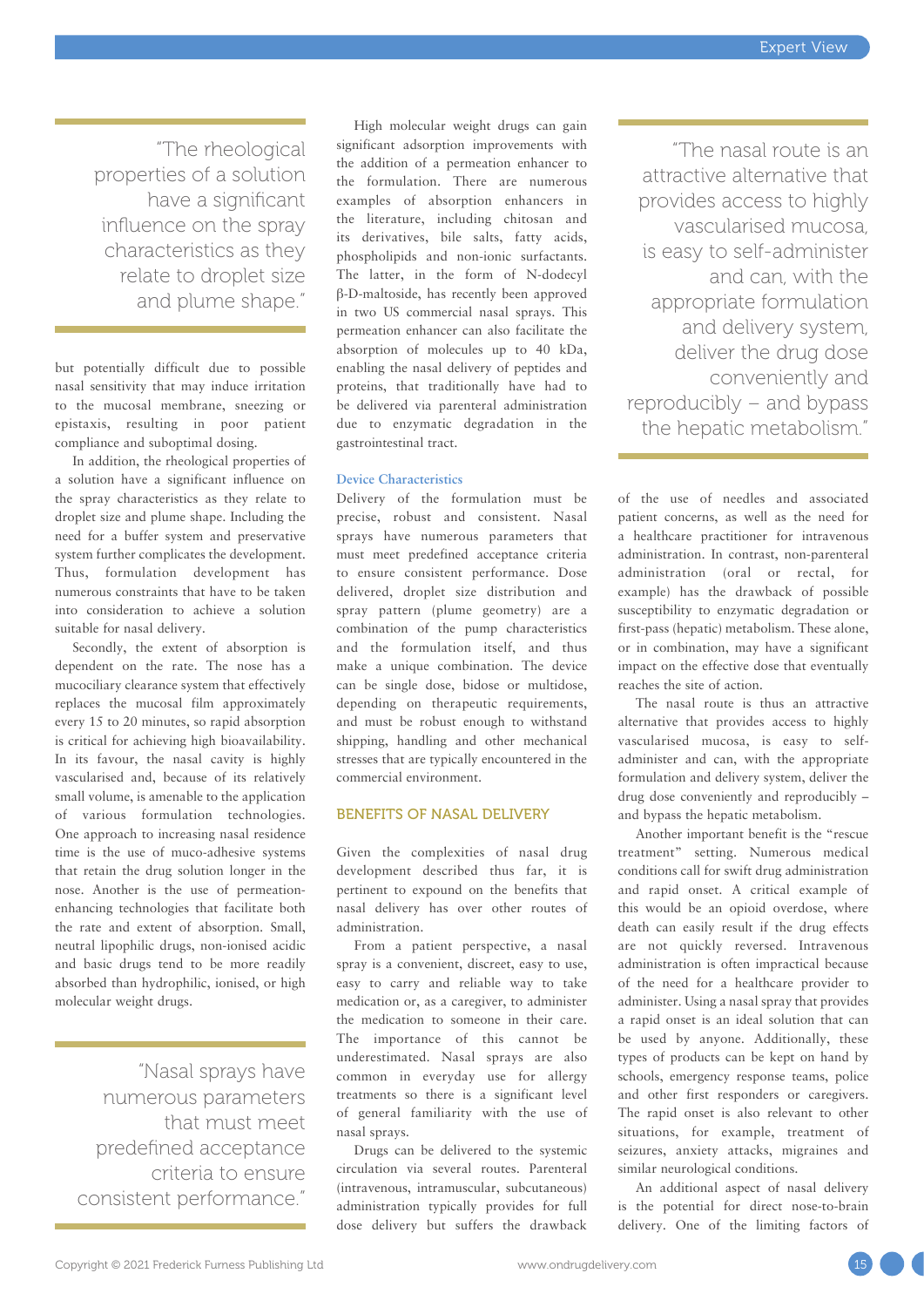> "The rheological properties of a solution have a significant influence on the spray characteristics as they relate to droplet size and plume shape."

but potentially difficult due to possible nasal sensitivity that may induce irritation to the mucosal membrane, sneezing or epistaxis, resulting in poor patient compliance and suboptimal dosing.

In addition, the rheological properties of a solution have a significant influence on the spray characteristics as they relate to droplet size and plume shape. Including the need for a buffer system and preservative system further complicates the development. Thus, formulation development has numerous constraints that have to be taken into consideration to achieve a solution suitable for nasal delivery.

Secondly, the extent of absorption is dependent on the rate. The nose has a mucociliary clearance system that effectively replaces the mucosal film approximately every 15 to 20 minutes, so rapid absorption is critical for achieving high bioavailability. In its favour, the nasal cavity is highly vascularised and, because of its relatively small volume, is amenable to the application of various formulation technologies. One approach to increasing nasal residence time is the use of muco-adhesive systems that retain the drug solution longer in the nose. Another is the use of permeation-enhancing technologies that facilitate both the rate and extent of absorption. Small, neutral lipophilic drugs, non-ionised acidic and basic drugs tend to be more readily absorbed than hydrophilic, ionised, or high molecular weight drugs.

> "Nasal sprays have numerous parameters that must meet predefined acceptance criteria to ensure consistent performance."

High molecular weight drugs can gain significant adsorption improvements with the addition of a permeation enhancer to the formulation. There are numerous examples of absorption enhancers in the literature, including chitosan and its derivatives, bile salts, fatty acids, phospholipids and non-ionic surfactants. The latter, in the form of N-dodecyl β-D-maltoside, has recently been approved in two US commercial nasal sprays. This permeation enhancer can also facilitate the absorption of molecules up to 40 kDa, enabling the nasal delivery of peptides and proteins, that traditionally have had to be delivered via parenteral administration due to enzymatic degradation in the gastrointestinal tract.

### Device Characteristics

Delivery of the formulation must be precise, robust and consistent. Nasal sprays have numerous parameters that must meet predefined acceptance criteria to ensure consistent performance. Dose delivered, droplet size distribution and spray pattern (plume geometry) are a combination of the pump characteristics and the formulation itself, and thus make a unique combination. The device can be single dose, bidose or multidose, depending on therapeutic requirements, and must be robust enough to withstand shipping, handling and other mechanical stresses that are typically encountered in the commercial environment.

## BENEFITS OF NASAL DELIVERY

Given the complexities of nasal drug development described thus far, it is pertinent to expound on the benefits that nasal delivery has over other routes of administration.

From a patient perspective, a nasal spray is a convenient, discreet, easy to use, easy to carry and reliable way to take medication or, as a caregiver, to administer the medication to someone in their care. The importance of this cannot be underestimated. Nasal sprays are also common in everyday use for allergy treatments so there is a significant level of general familiarity with the use of nasal sprays.

Drugs can be delivered to the systemic circulation via several routes. Parenteral (intravenous, intramuscular, subcutaneous) administration typically provides for full dose delivery but suffers the drawback of the use of needles and associated patient concerns, as well as the need for a healthcare practitioner for intravenous administration. In contrast, non-parenteral administration (oral or rectal, for example) has the drawback of possible susceptibility to enzymatic degradation or first-pass (hepatic) metabolism. These alone, or in combination, may have a significant impact on the effective dose that eventually reaches the site of action.

> "The nasal route is an attractive alternative that provides access to highly vascularised mucosa, is easy to self-administer and can, with the appropriate formulation and delivery system, deliver the drug dose conveniently and reproducibly – and bypass the hepatic metabolism."

The nasal route is thus an attractive alternative that provides access to highly vascularised mucosa, is easy to self-administer and can, with the appropriate formulation and delivery system, deliver the drug dose conveniently and reproducibly – and bypass the hepatic metabolism.

Another important benefit is the "rescue treatment" setting. Numerous medical conditions call for swift drug administration and rapid onset. A critical example of this would be an opioid overdose, where death can easily result if the drug effects are not quickly reversed. Intravenous administration is often impractical because of the need for a healthcare provider to administer. Using a nasal spray that provides a rapid onset is an ideal solution that can be used by anyone. Additionally, these types of products can be kept on hand by schools, emergency response teams, police and other first responders or caregivers. The rapid onset is also relevant to other situations, for example, treatment of seizures, anxiety attacks, migraines and similar neurological conditions.

An additional aspect of nasal delivery is the potential for direct nose-to-brain delivery. One of the limiting factors of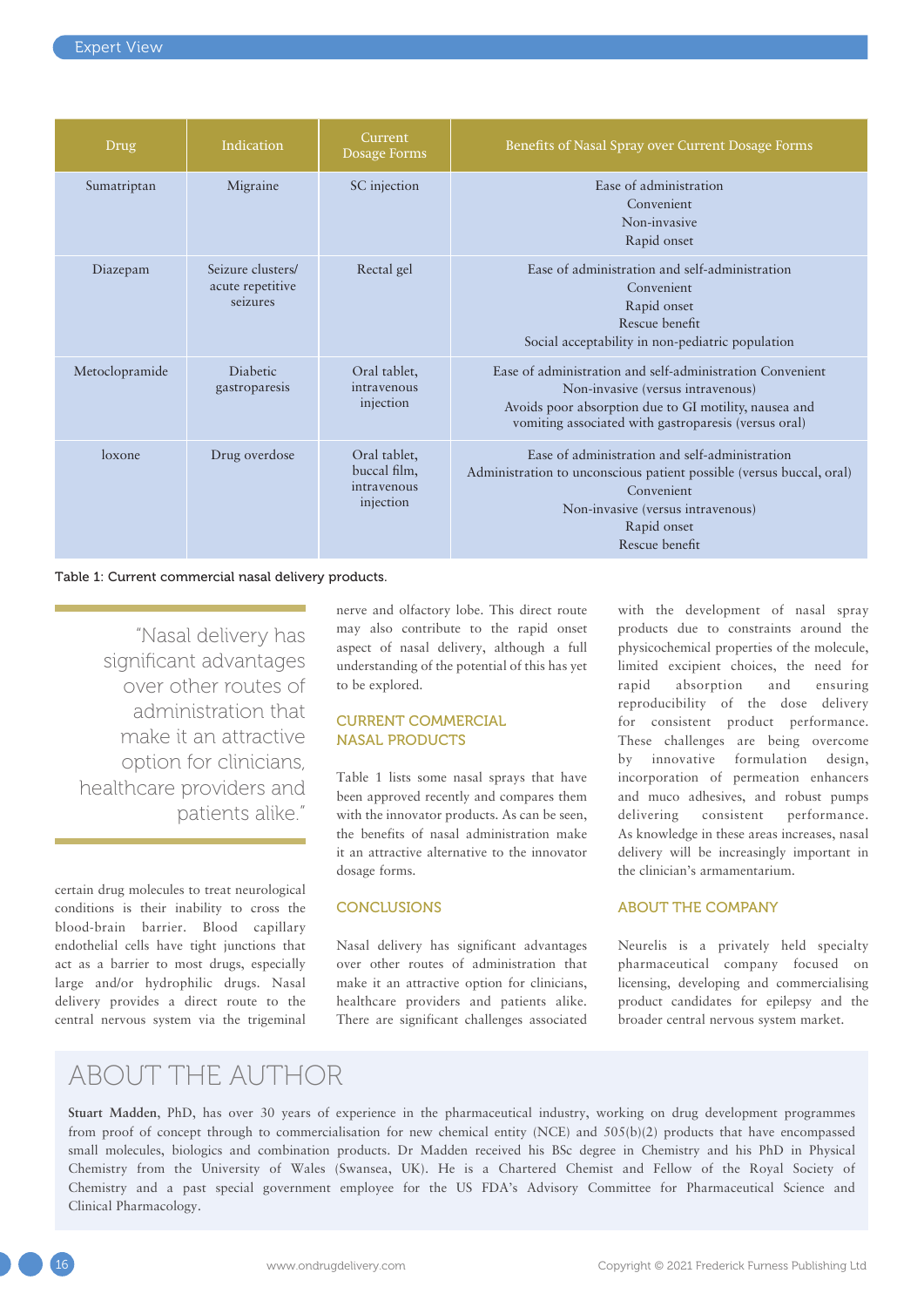| Drug | Indication | Current Dosage Forms | Benefits of Nasal Spray over Current Dosage Forms |
|---|---|---|---|
| Sumatriptan | Migraine | SC injection | Ease of administration<br>Convenient<br>Non-invasive<br>Rapid onset |
| Diazepam | Seizure clusters/ acute repetitive seizures | Rectal gel | Ease of administration and self-administration<br>Convenient<br>Rapid onset<br>Rescue benefit<br>Social acceptability in non-pediatric population |
| Metoclopramide | Diabetic gastroparesis | Oral tablet, intravenous injection | Ease of administration and self-administration Convenient<br>Non-invasive (versus intravenous)<br>Avoids poor absorption due to GI motility, nausea and vomiting associated with gastroparesis (versus oral) |
| loxone | Drug overdose | Oral tablet, buccal film, intravenous injection | Ease of administration and self-administration<br>Administration to unconscious patient possible (versus buccal, oral)<br>Convenient<br>Non-invasive (versus intravenous)<br>Rapid onset<br>Rescue benefit |

Table 1: Current commercial nasal delivery products.

> "Nasal delivery has significant advantages over other routes of administration that make it an attractive option for clinicians, healthcare providers and patients alike."

certain drug molecules to treat neurological conditions is their inability to cross the blood-brain barrier. Blood capillary endothelial cells have tight junctions that act as a barrier to most drugs, especially large and/or hydrophilic drugs. Nasal delivery provides a direct route to the central nervous system via the trigeminal nerve and olfactory lobe. This direct route may also contribute to the rapid onset aspect of nasal delivery, although a full understanding of the potential of this has yet to be explored.

## CURRENT COMMERCIAL NASAL PRODUCTS

Table 1 lists some nasal sprays that have been approved recently and compares them with the innovator products. As can be seen, the benefits of nasal administration make it an attractive alternative to the innovator dosage forms.

## CONCLUSIONS

Nasal delivery has significant advantages over other routes of administration that make it an attractive option for clinicians, healthcare providers and patients alike. There are significant challenges associated with the development of nasal spray products due to constraints around the physicochemical properties of the molecule, limited excipient choices, the need for rapid absorption and ensuring reproducibility of the dose delivery for consistent product performance. These challenges are being overcome by innovative formulation design, incorporation of permeation enhancers and muco adhesives, and robust pumps delivering consistent performance. As knowledge in these areas increases, nasal delivery will be increasingly important in the clinician's armamentarium.

## ABOUT THE COMPANY

Neurelis is a privately held specialty pharmaceutical company focused on licensing, developing and commercialising product candidates for epilepsy and the broader central nervous system market.

## ABOUT THE AUTHOR

**Stuart Madden**, PhD, has over 30 years of experience in the pharmaceutical industry, working on drug development programmes from proof of concept through to commercialisation for new chemical entity (NCE) and 505(b)(2) products that have encompassed small molecules, biologics and combination products. Dr Madden received his BSc degree in Chemistry and his PhD in Physical Chemistry from the University of Wales (Swansea, UK). He is a Chartered Chemist and Fellow of the Royal Society of Chemistry and a past special government employee for the US FDA's Advisory Committee for Pharmaceutical Science and Clinical Pharmacology.